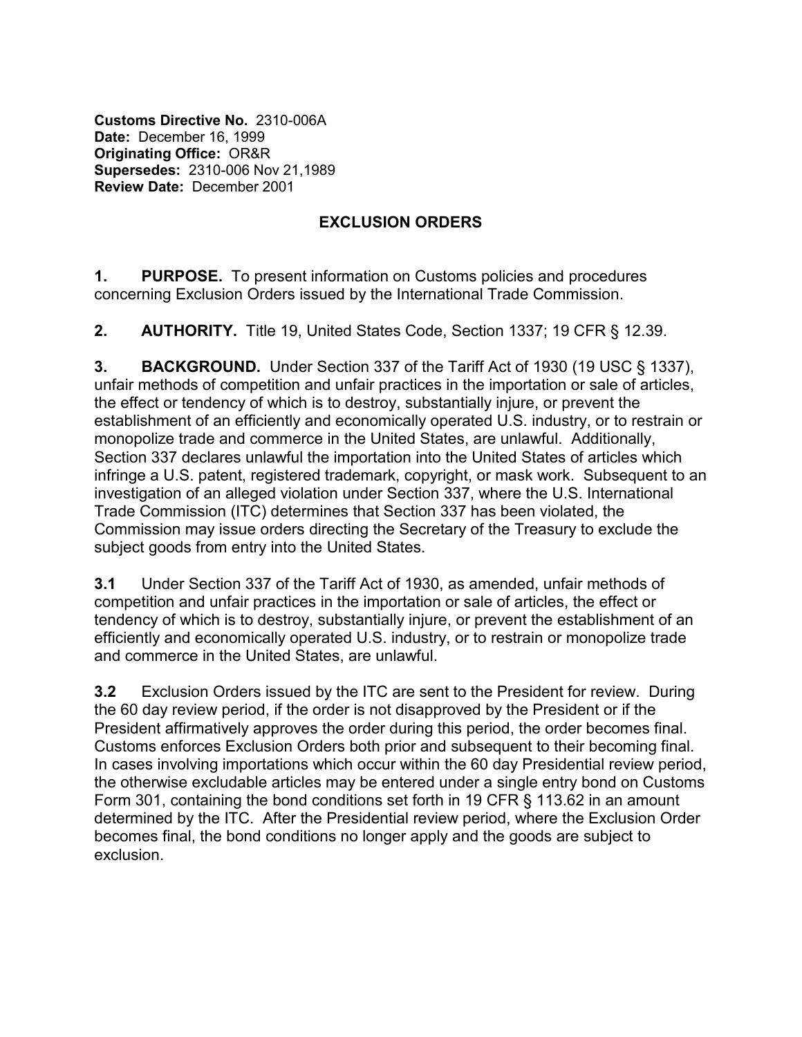**Customs Directive No.** 2310-006A
**Date:** December 16, 1999
**Originating Office:** OR&R
**Supersedes:** 2310-006 Nov 21,1989
**Review Date:** December 2001

## EXCLUSION ORDERS

**1. PURPOSE.** To present information on Customs policies and procedures concerning Exclusion Orders issued by the International Trade Commission.

**2. AUTHORITY.** Title 19, United States Code, Section 1337; 19 CFR § 12.39.

**3. BACKGROUND.** Under Section 337 of the Tariff Act of 1930 (19 USC § 1337), unfair methods of competition and unfair practices in the importation or sale of articles, the effect or tendency of which is to destroy, substantially injure, or prevent the establishment of an efficiently and economically operated U.S. industry, or to restrain or monopolize trade and commerce in the United States, are unlawful. Additionally, Section 337 declares unlawful the importation into the United States of articles which infringe a U.S. patent, registered trademark, copyright, or mask work. Subsequent to an investigation of an alleged violation under Section 337, where the U.S. International Trade Commission (ITC) determines that Section 337 has been violated, the Commission may issue orders directing the Secretary of the Treasury to exclude the subject goods from entry into the United States.

**3.1** Under Section 337 of the Tariff Act of 1930, as amended, unfair methods of competition and unfair practices in the importation or sale of articles, the effect or tendency of which is to destroy, substantially injure, or prevent the establishment of an efficiently and economically operated U.S. industry, or to restrain or monopolize trade and commerce in the United States, are unlawful.

**3.2** Exclusion Orders issued by the ITC are sent to the President for review. During the 60 day review period, if the order is not disapproved by the President or if the President affirmatively approves the order during this period, the order becomes final. Customs enforces Exclusion Orders both prior and subsequent to their becoming final. In cases involving importations which occur within the 60 day Presidential review period, the otherwise excludable articles may be entered under a single entry bond on Customs Form 301, containing the bond conditions set forth in 19 CFR § 113.62 in an amount determined by the ITC. After the Presidential review period, where the Exclusion Order becomes final, the bond conditions no longer apply and the goods are subject to exclusion.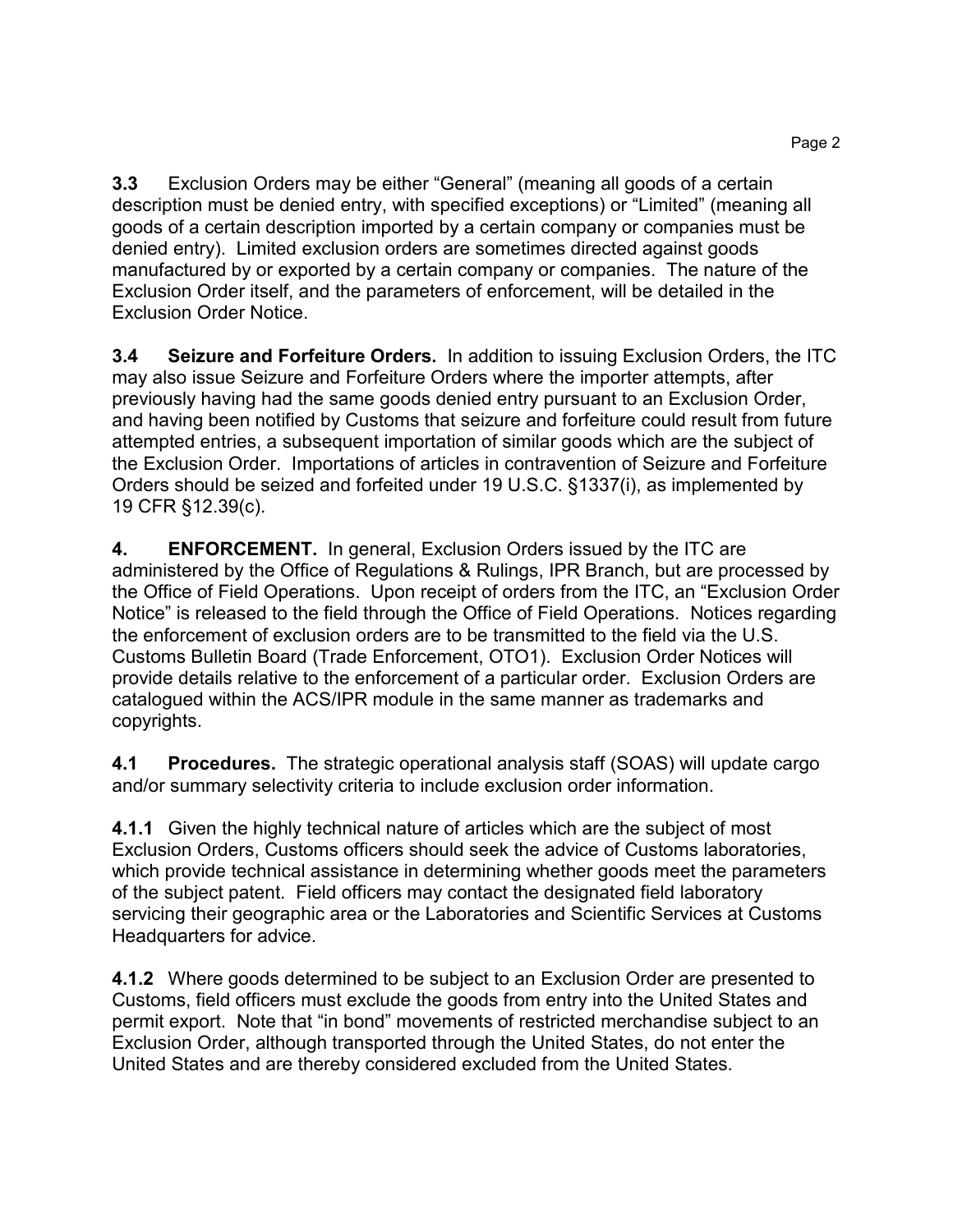**3.3** Exclusion Orders may be either "General" (meaning all goods of a certain description must be denied entry, with specified exceptions) or "Limited" (meaning all goods of a certain description imported by a certain company or companies must be denied entry). Limited exclusion orders are sometimes directed against goods manufactured by or exported by a certain company or companies. The nature of the Exclusion Order itself, and the parameters of enforcement, will be detailed in the Exclusion Order Notice.

**3.4 Seizure and Forfeiture Orders.** In addition to issuing Exclusion Orders, the ITC may also issue Seizure and Forfeiture Orders where the importer attempts, after previously having had the same goods denied entry pursuant to an Exclusion Order, and having been notified by Customs that seizure and forfeiture could result from future attempted entries, a subsequent importation of similar goods which are the subject of the Exclusion Order. Importations of articles in contravention of Seizure and Forfeiture Orders should be seized and forfeited under 19 U.S.C. §1337(i), as implemented by 19 CFR §12.39(c).

**4. ENFORCEMENT.** In general, Exclusion Orders issued by the ITC are administered by the Office of Regulations & Rulings, IPR Branch, but are processed by the Office of Field Operations. Upon receipt of orders from the ITC, an "Exclusion Order Notice" is released to the field through the Office of Field Operations. Notices regarding the enforcement of exclusion orders are to be transmitted to the field via the U.S. Customs Bulletin Board (Trade Enforcement, OTO1). Exclusion Order Notices will provide details relative to the enforcement of a particular order. Exclusion Orders are catalogued within the ACS/IPR module in the same manner as trademarks and copyrights.

**4.1 Procedures.** The strategic operational analysis staff (SOAS) will update cargo and/or summary selectivity criteria to include exclusion order information.

**4.1.1** Given the highly technical nature of articles which are the subject of most Exclusion Orders, Customs officers should seek the advice of Customs laboratories, which provide technical assistance in determining whether goods meet the parameters of the subject patent. Field officers may contact the designated field laboratory servicing their geographic area or the Laboratories and Scientific Services at Customs Headquarters for advice.

**4.1.2** Where goods determined to be subject to an Exclusion Order are presented to Customs, field officers must exclude the goods from entry into the United States and permit export. Note that "in bond" movements of restricted merchandise subject to an Exclusion Order, although transported through the United States, do not enter the United States and are thereby considered excluded from the United States.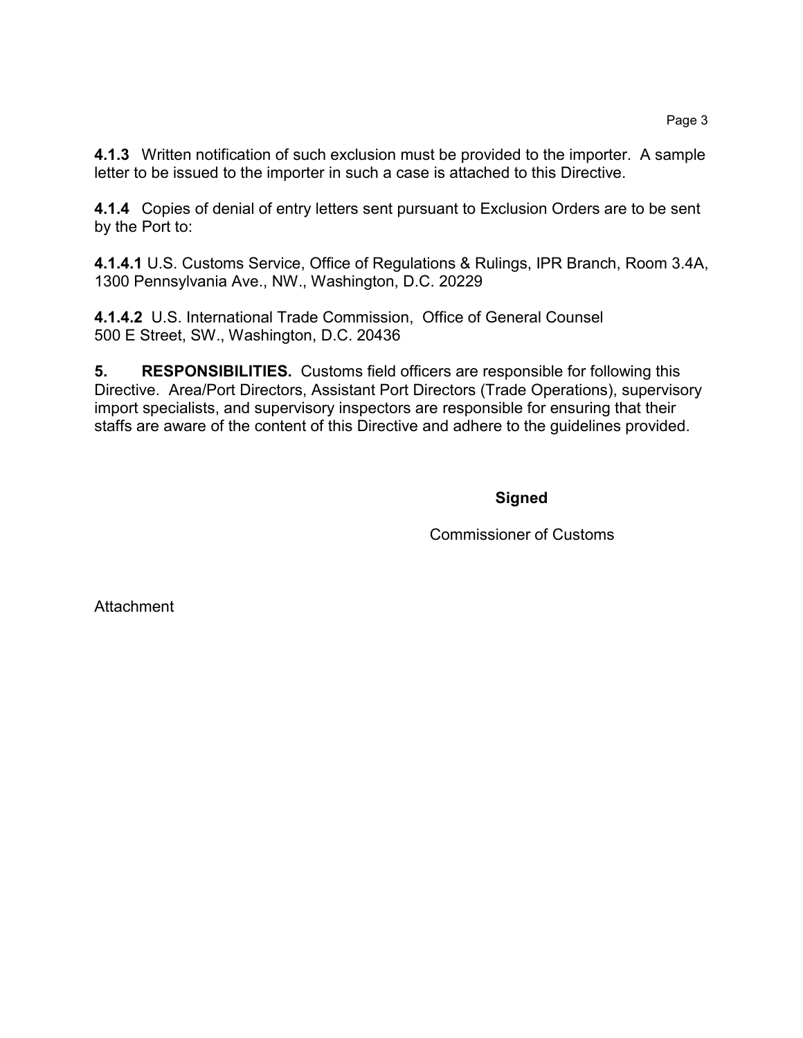**4.1.3** Written notification of such exclusion must be provided to the importer. A sample letter to be issued to the importer in such a case is attached to this Directive.

**4.1.4** Copies of denial of entry letters sent pursuant to Exclusion Orders are to be sent by the Port to:

**4.1.4.1** U.S. Customs Service, Office of Regulations & Rulings, IPR Branch, Room 3.4A, 1300 Pennsylvania Ave., NW., Washington, D.C. 20229

**4.1.4.2** U.S. International Trade Commission, Office of General Counsel
500 E Street, SW., Washington, D.C. 20436

**5. RESPONSIBILITIES.** Customs field officers are responsible for following this Directive. Area/Port Directors, Assistant Port Directors (Trade Operations), supervisory import specialists, and supervisory inspectors are responsible for ensuring that their staffs are aware of the content of this Directive and adhere to the guidelines provided.

**Signed**

Commissioner of Customs

Attachment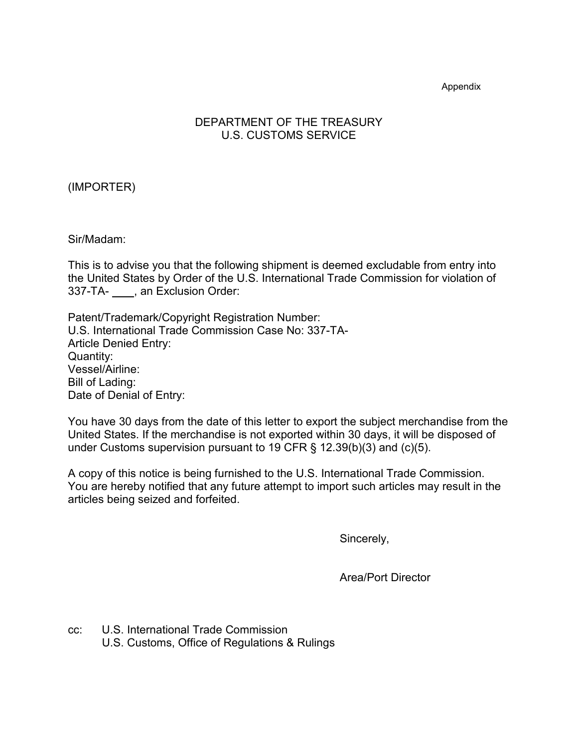Appendix

DEPARTMENT OF THE TREASURY
U.S. CUSTOMS SERVICE

(IMPORTER)

Sir/Madam:

This is to advise you that the following shipment is deemed excludable from entry into the United States by Order of the U.S. International Trade Commission for violation of 337-TA- ____, an Exclusion Order:

Patent/Trademark/Copyright Registration Number:
U.S. International Trade Commission Case No: 337-TA-
Article Denied Entry:
Quantity:
Vessel/Airline:
Bill of Lading:
Date of Denial of Entry:

You have 30 days from the date of this letter to export the subject merchandise from the United States. If the merchandise is not exported within 30 days, it will be disposed of under Customs supervision pursuant to 19 CFR § 12.39(b)(3) and (c)(5).

A copy of this notice is being furnished to the U.S. International Trade Commission. You are hereby notified that any future attempt to import such articles may result in the articles being seized and forfeited.

Sincerely,

Area/Port Director

cc: U.S. International Trade Commission
U.S. Customs, Office of Regulations & Rulings